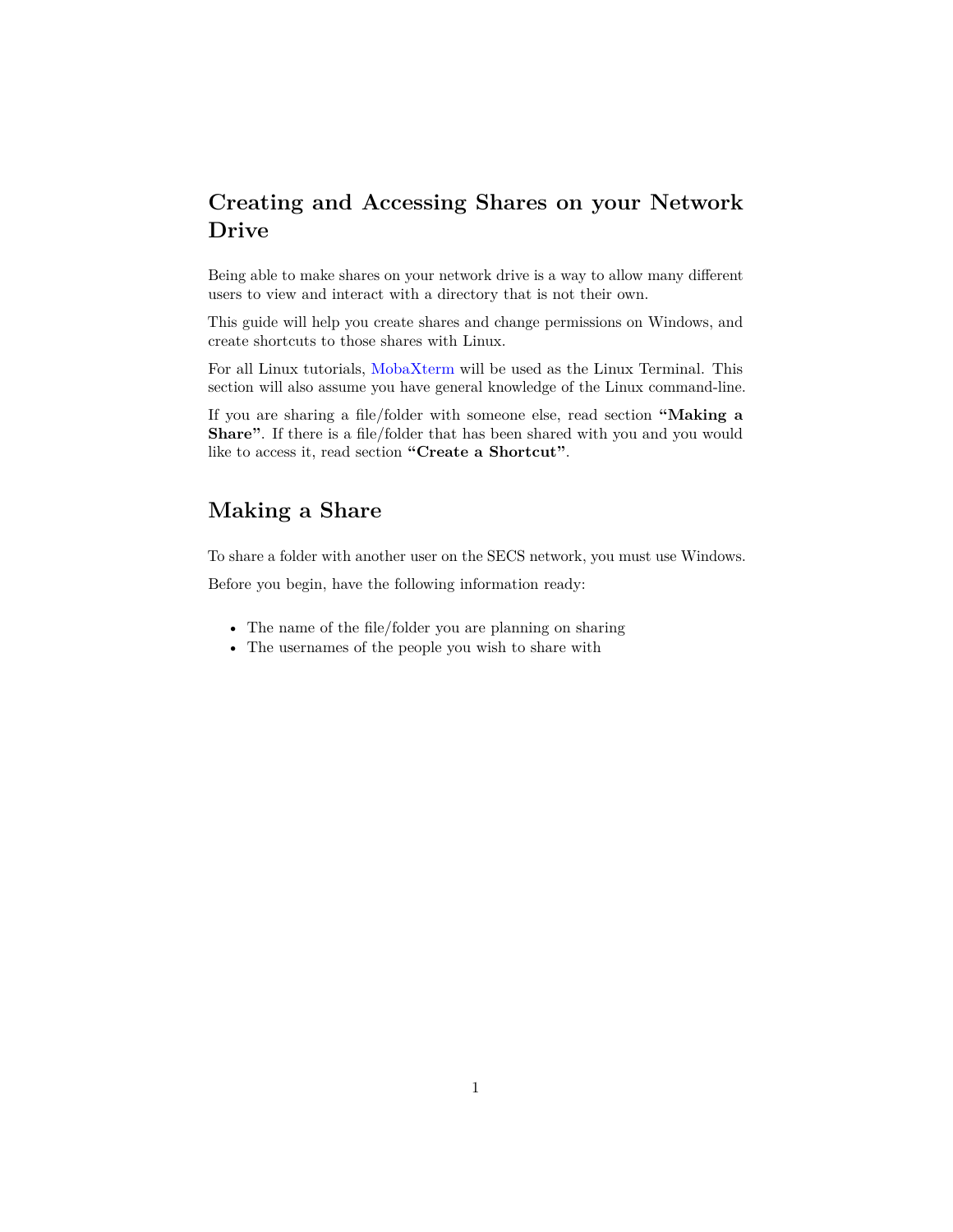# Creating and Accessing Shares on your Network Drive

Being able to make shares on your network drive is a way to allow many different users to view and interact with a directory that is not their own.

This guide will help you create shares and change permissions on Windows, and create shortcuts to those shares with Linux.

For all Linux tutorials, MobaXterm will be used as the Linux Terminal. This section will also assume you have general knowledge of the Linux command-line.

If you are sharing a file/folder with someone else, read section **"Making a Share"**. If there is a file/folder that has been shared with you and you would like to access it, read section **"Create a Shortcut"**.

## Making a Share

To share a folder with another user on the SECS network, you must use Windows.

Before you begin, have the following information ready:

- The name of the file/folder you are planning on sharing
- The usernames of the people you wish to share with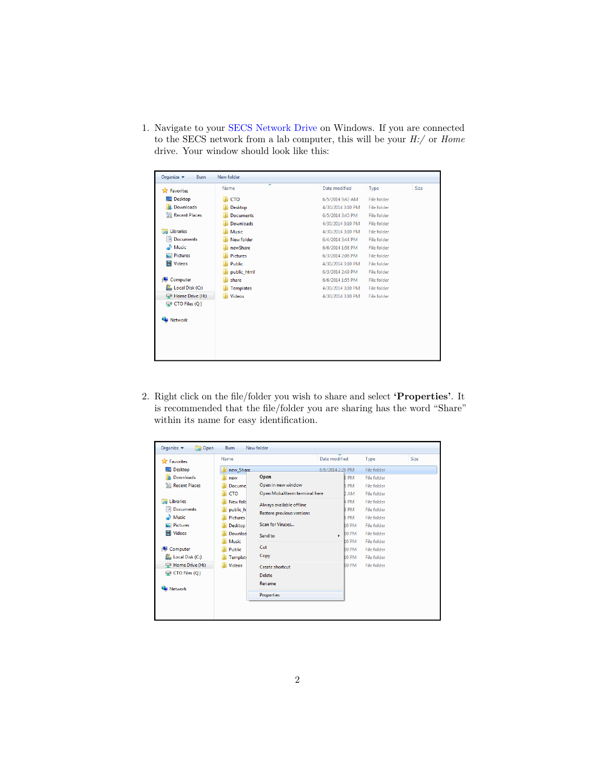1. Navigate to your SECS Network Drive on Windows. If you are connected to the SECS network from a lab computer, this will be your *H:/* or *Home* drive. Your window should look like this:

2. Right click on the file/folder you wish to share and select **'Properties'**. It is recommended that the file/folder you are sharing has the word "Share" within its name for easy identification.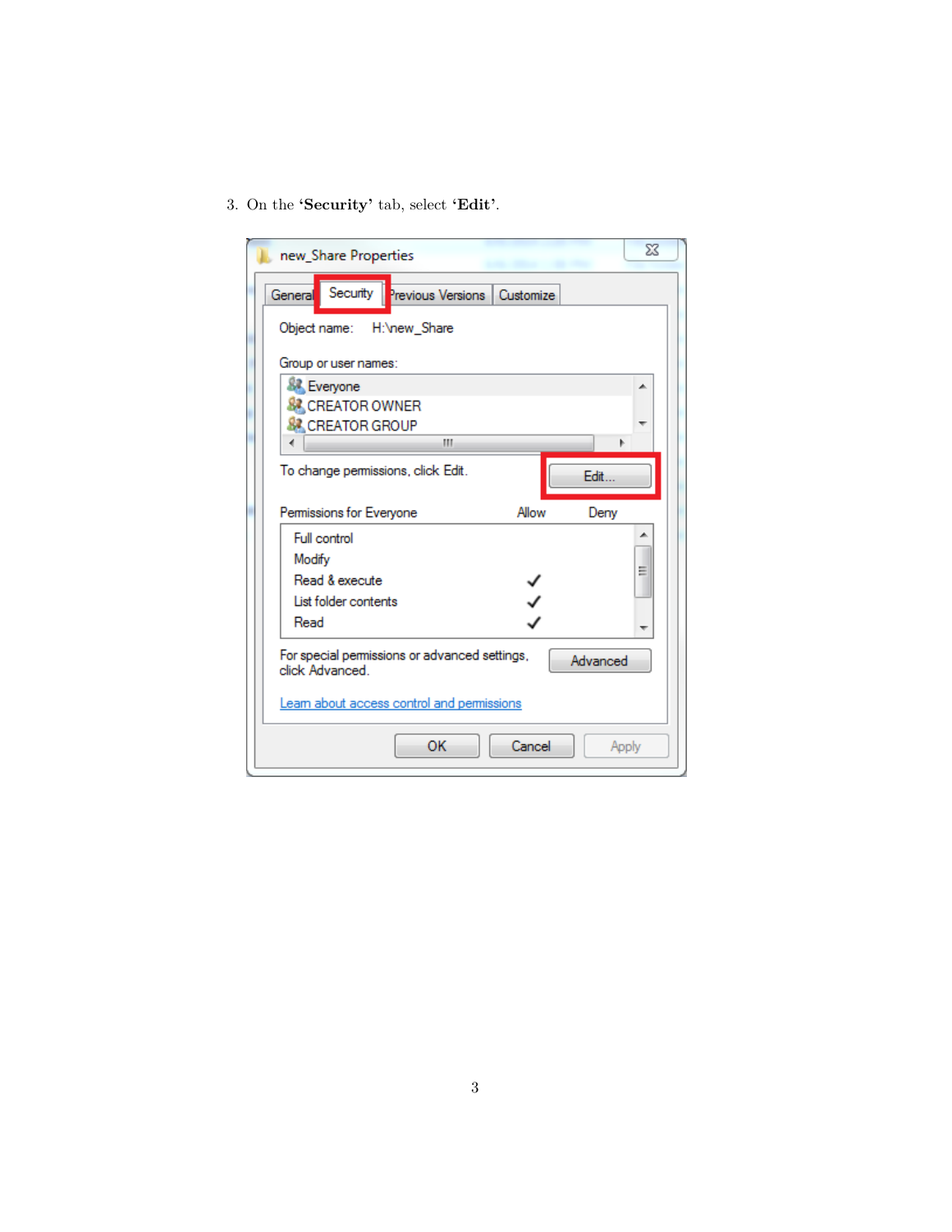3. On the **'Security'** tab, select **'Edit'**.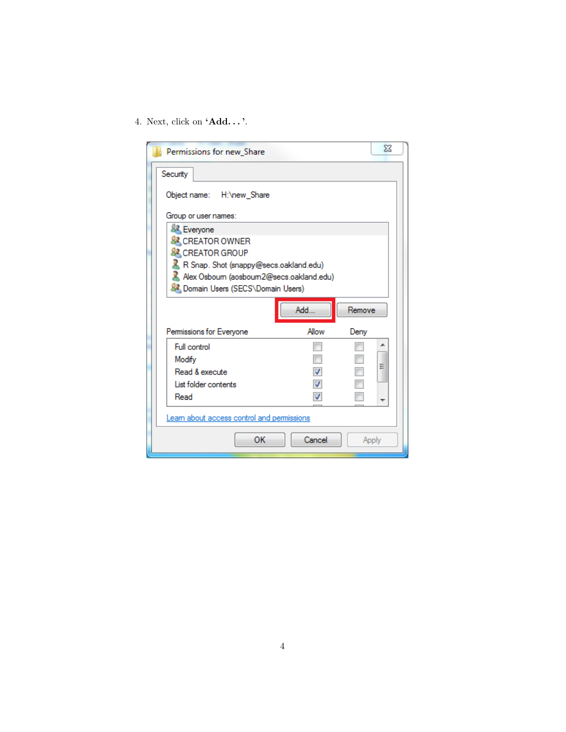4. Next, click on **'Add. . .'**.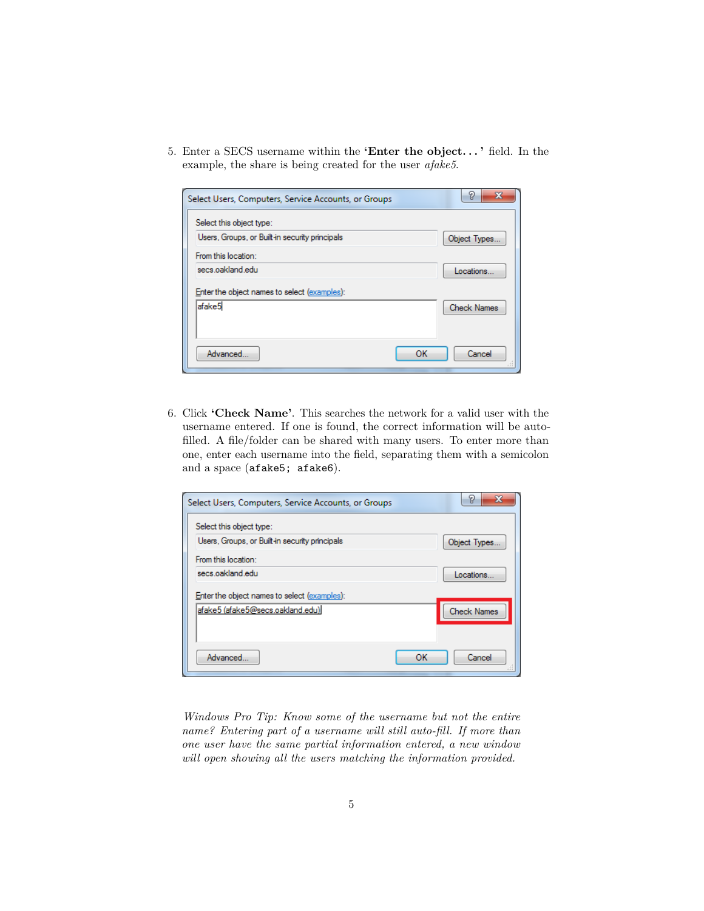5. Enter a SECS username within the **'Enter the object. . . '** field. In the example, the share is being created for the user *afake5*.

6. Click **'Check Name'**. This searches the network for a valid user with the username entered. If one is found, the correct information will be auto-filled. A file/folder can be shared with many users. To enter more than one, enter each username into the field, separating them with a semicolon and a space (`afake5; afake6`).

*Windows Pro Tip: Know some of the username but not the entire name? Entering part of a username will still auto-fill. If more than one user have the same partial information entered, a new window will open showing all the users matching the information provided.*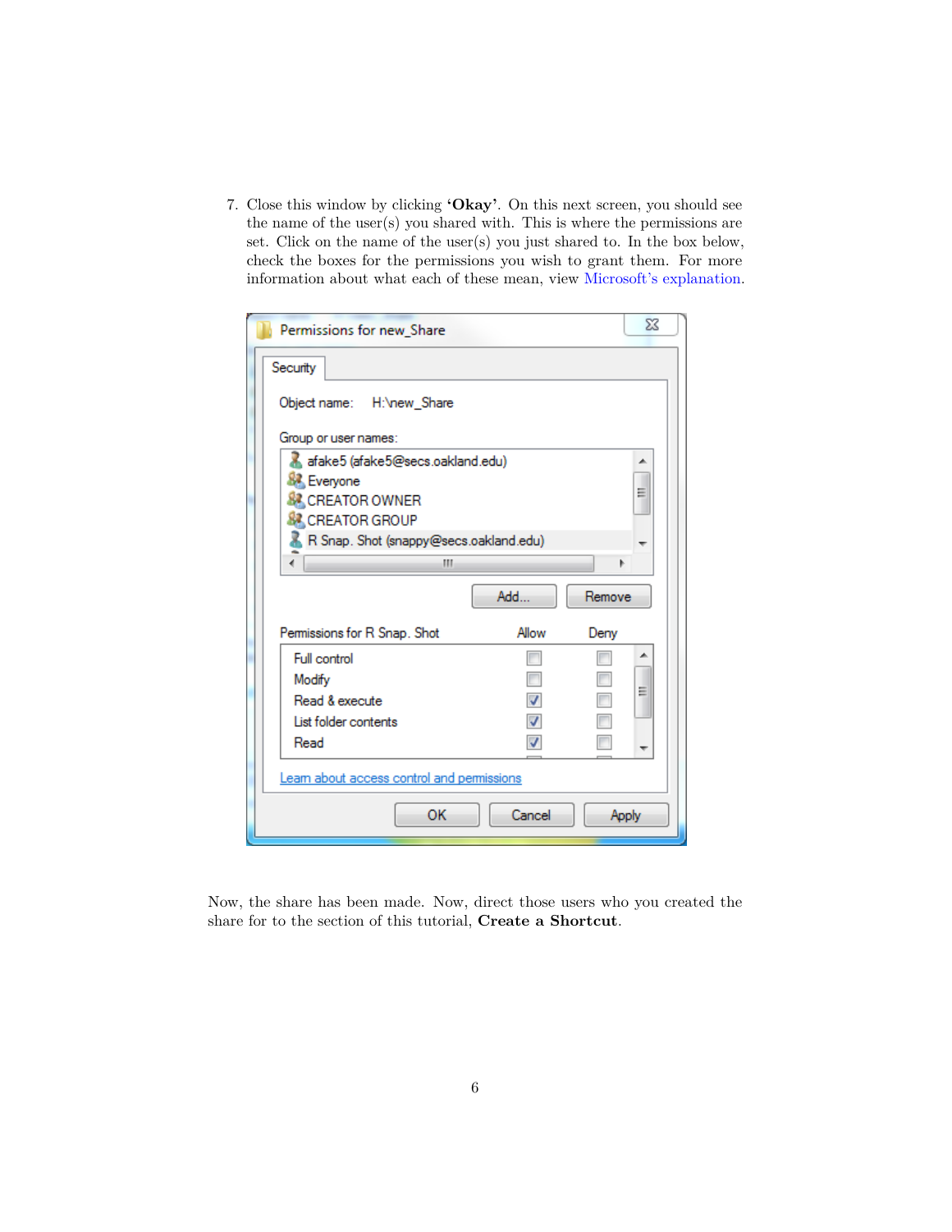7. Close this window by clicking **'Okay'**. On this next screen, you should see the name of the user(s) you shared with. This is where the permissions are set. Click on the name of the user(s) you just shared to. In the box below, check the boxes for the permissions you wish to grant them. For more information about what each of these mean, view Microsoft's explanation.

Now, the share has been made. Now, direct those users who you created the share for to the section of this tutorial, **Create a Shortcut**.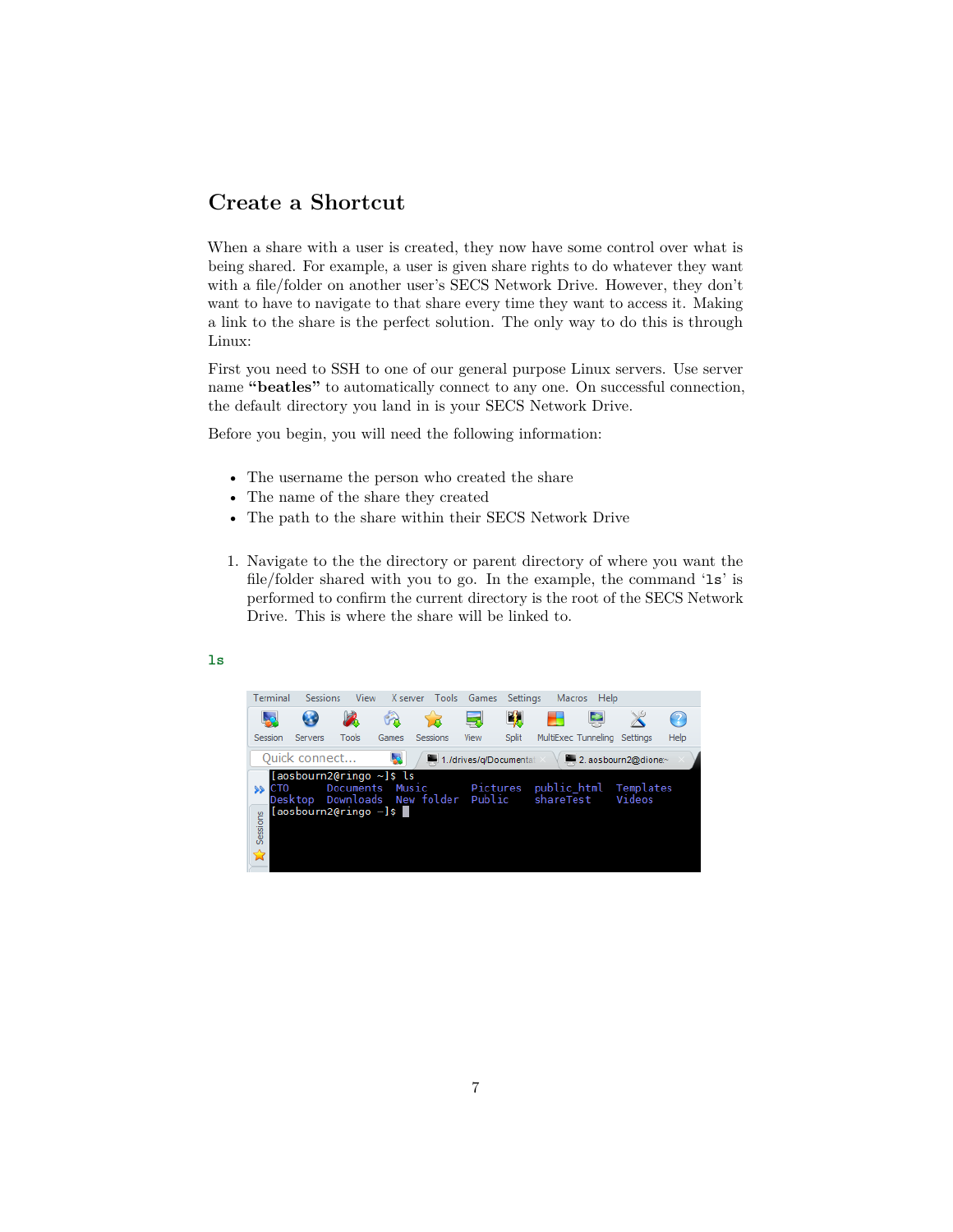## Create a Shortcut

When a share with a user is created, they now have some control over what is being shared. For example, a user is given share rights to do whatever they want with a file/folder on another user's SECS Network Drive. However, they don't want to have to navigate to that share every time they want to access it. Making a link to the share is the perfect solution. The only way to do this is through Linux:

First you need to SSH to one of our general purpose Linux servers. Use server name **"beatles"** to automatically connect to any one. On successful connection, the default directory you land in is your SECS Network Drive.

Before you begin, you will need the following information:

- The username the person who created the share
- The name of the share they created
- The path to the share within their SECS Network Drive

1. Navigate to the the directory or parent directory of where you want the file/folder shared with you to go. In the example, the command 'ls' is performed to confirm the current directory is the root of the SECS Network Drive. This is where the share will be linked to.

```
ls
```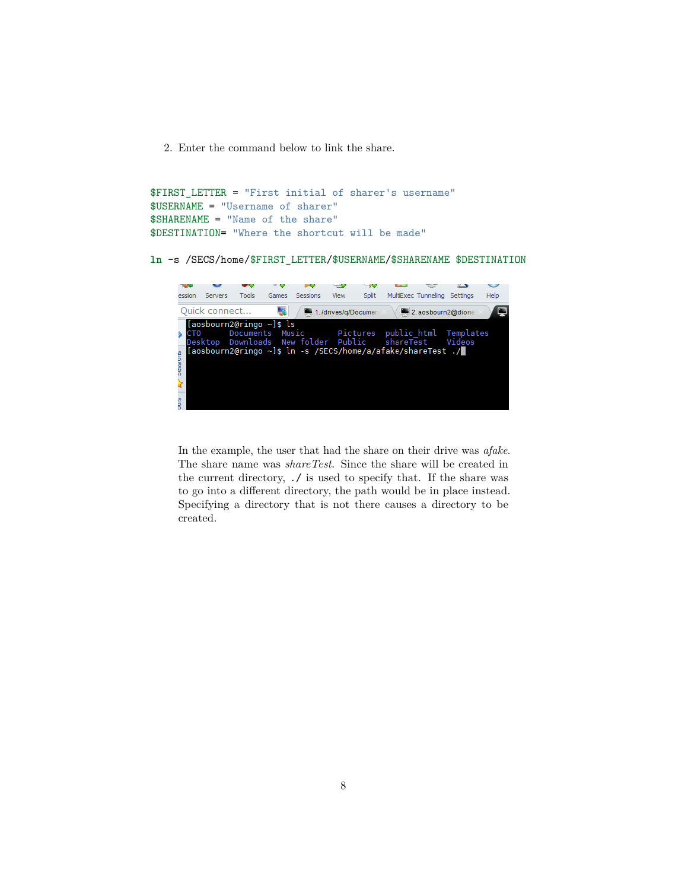2. Enter the command below to link the share.

```
$FIRST_LETTER = "First initial of sharer's username"
$USERNAME = "Username of sharer"
$SHARENAME = "Name of the share"
$DESTINATION= "Where the shortcut will be made"

ln -s /SECS/home/$FIRST_LETTER/$USERNAME/$SHARENAME $DESTINATION
```

In the example, the user that had the share on their drive was *afake*. The share name was *shareTest*. Since the share will be created in the current directory, `./` is used to specify that. If the share was to go into a different directory, the path would be in place instead. Specifying a directory that is not there causes a directory to be created.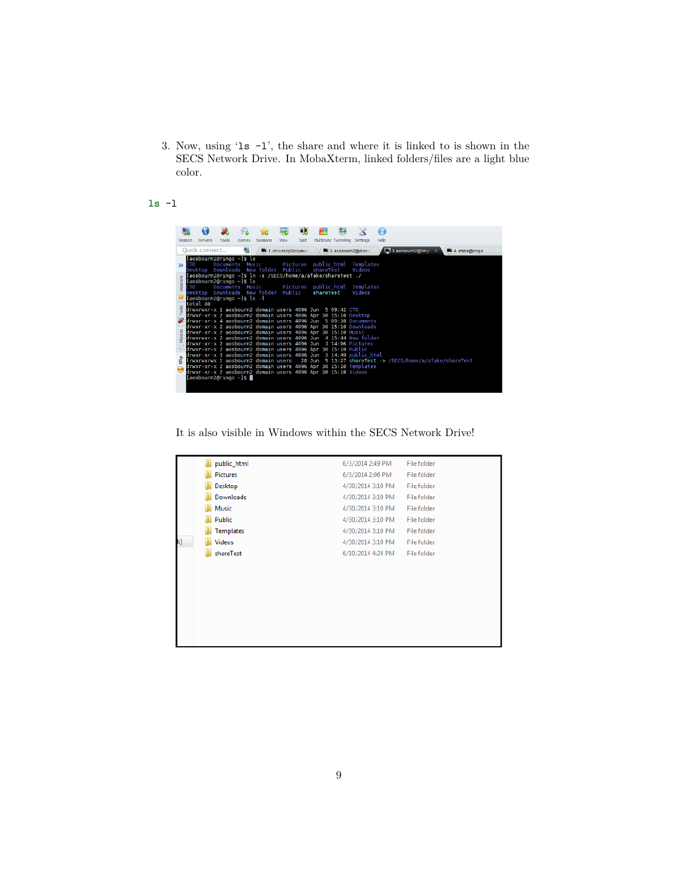3. Now, using 'ls -l', the share and where it is linked to is shown in the SECS Network Drive. In MobaXterm, linked folders/files are a light blue color.

```
ls -l
```

It is also visible in Windows within the SECS Network Drive!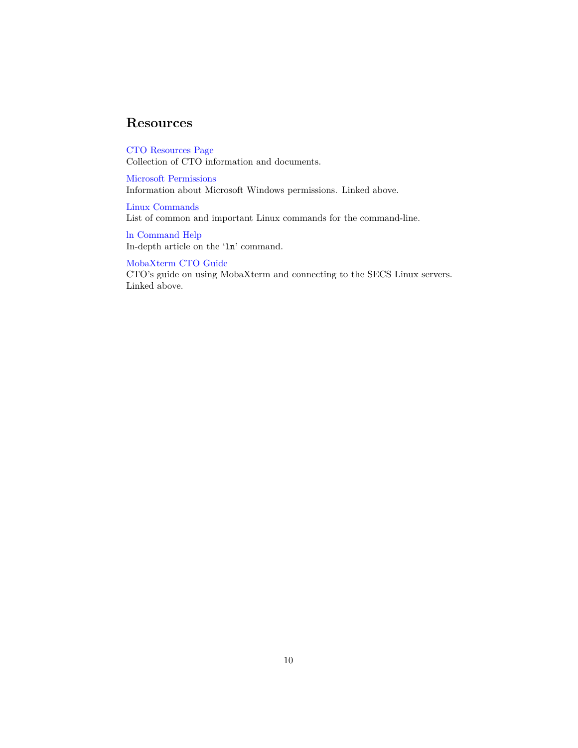## Resources

CTO Resources Page
Collection of CTO information and documents.

Microsoft Permissions
Information about Microsoft Windows permissions. Linked above.

Linux Commands
List of common and important Linux commands for the command-line.

ln Command Help
In-depth article on the '`ln`' command.

MobaXterm CTO Guide
CTO's guide on using MobaXterm and connecting to the SECS Linux servers. Linked above.